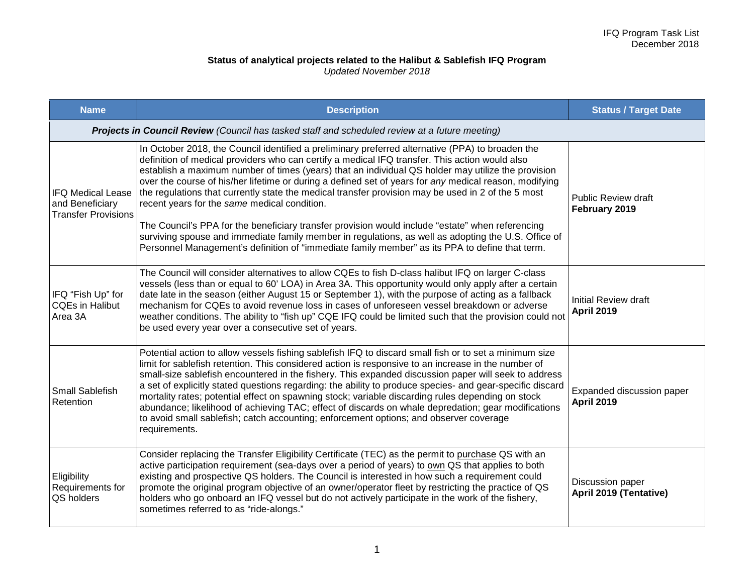IFQ Program Task List
December 2018

**Status of analytical projects related to the Halibut & Sablefish IFQ Program**
*Updated November 2018*

| Name | Description | Status / Target Date |
|---|---|---|
| ***Projects in Council Review*** *(Council has tasked staff and scheduled review at a future meeting)* | | |
| IFQ Medical Lease and Beneficiary Transfer Provisions | In October 2018, the Council identified a preliminary preferred alternative (PPA) to broaden the definition of medical providers who can certify a medical IFQ transfer. This action would also establish a maximum number of times (years) that an individual QS holder may utilize the provision over the course of his/her lifetime or during a defined set of years for *any* medical reason, modifying the regulations that currently state the medical transfer provision may be used in 2 of the 5 most recent years for the *same* medical condition.<br><br>The Council's PPA for the beneficiary transfer provision would include "estate" when referencing surviving spouse and immediate family member in regulations, as well as adopting the U.S. Office of Personnel Management's definition of "immediate family member" as its PPA to define that term. | Public Review draft **February 2019** |
| IFQ "Fish Up" for CQEs in Halibut Area 3A | The Council will consider alternatives to allow CQEs to fish D-class halibut IFQ on larger C-class vessels (less than or equal to 60' LOA) in Area 3A. This opportunity would only apply after a certain date late in the season (either August 15 or September 1), with the purpose of acting as a fallback mechanism for CQEs to avoid revenue loss in cases of unforeseen vessel breakdown or adverse weather conditions. The ability to "fish up" CQE IFQ could be limited such that the provision could not be used every year over a consecutive set of years. | Initial Review draft **April 2019** |
| Small Sablefish Retention | Potential action to allow vessels fishing sablefish IFQ to discard small fish or to set a minimum size limit for sablefish retention. This considered action is responsive to an increase in the number of small-size sablefish encountered in the fishery. This expanded discussion paper will seek to address a set of explicitly stated questions regarding: the ability to produce species- and gear-specific discard mortality rates; potential effect on spawning stock; variable discarding rules depending on stock abundance; likelihood of achieving TAC; effect of discards on whale depredation; gear modifications to avoid small sablefish; catch accounting; enforcement options; and observer coverage requirements. | Expanded discussion paper **April 2019** |
| Eligibility Requirements for QS holders | Consider replacing the Transfer Eligibility Certificate (TEC) as the permit to <u>purchase</u> QS with an active participation requirement (sea-days over a period of years) to <u>own</u> QS that applies to both existing and prospective QS holders. The Council is interested in how such a requirement could promote the original program objective of an owner/operator fleet by restricting the practice of QS holders who go onboard an IFQ vessel but do not actively participate in the work of the fishery, sometimes referred to as "ride-alongs." | Discussion paper **April 2019 (Tentative)** |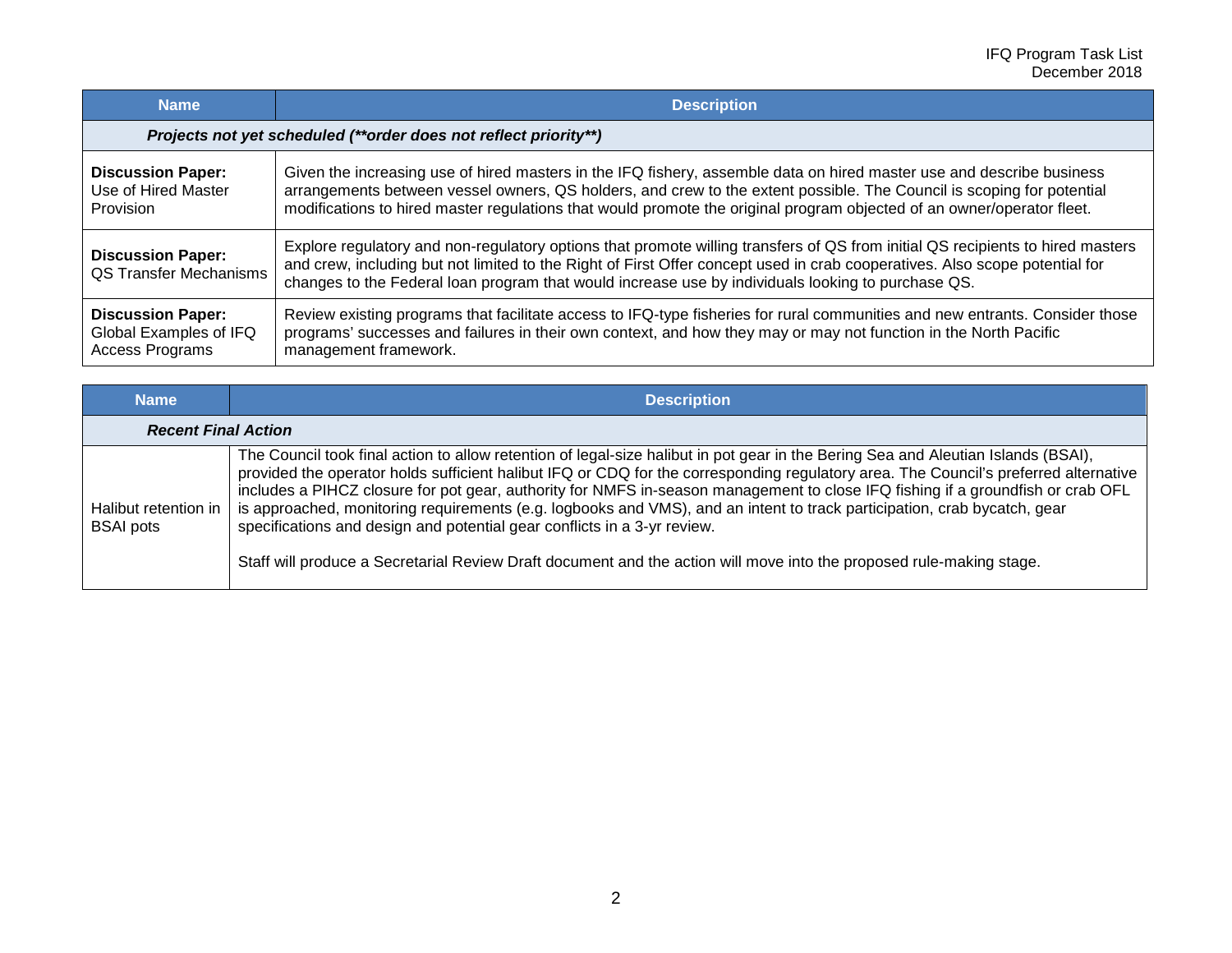| Name | Description |
|---|---|
| ***Projects not yet scheduled (**order does not reflect priority**)*** | |
| **Discussion Paper:** Use of Hired Master Provision | Given the increasing use of hired masters in the IFQ fishery, assemble data on hired master use and describe business arrangements between vessel owners, QS holders, and crew to the extent possible. The Council is scoping for potential modifications to hired master regulations that would promote the original program objected of an owner/operator fleet. |
| **Discussion Paper:** QS Transfer Mechanisms | Explore regulatory and non-regulatory options that promote willing transfers of QS from initial QS recipients to hired masters and crew, including but not limited to the Right of First Offer concept used in crab cooperatives. Also scope potential for changes to the Federal loan program that would increase use by individuals looking to purchase QS. |
| **Discussion Paper:** Global Examples of IFQ Access Programs | Review existing programs that facilitate access to IFQ-type fisheries for rural communities and new entrants. Consider those programs' successes and failures in their own context, and how they may or may not function in the North Pacific management framework. |

| Name | Description |
|---|---|
| ***Recent Final Action*** | |
| Halibut retention in BSAI pots | The Council took final action to allow retention of legal-size halibut in pot gear in the Bering Sea and Aleutian Islands (BSAI), provided the operator holds sufficient halibut IFQ or CDQ for the corresponding regulatory area. The Council's preferred alternative includes a PIHCZ closure for pot gear, authority for NMFS in-season management to close IFQ fishing if a groundfish or crab OFL is approached, monitoring requirements (e.g. logbooks and VMS), and an intent to track participation, crab bycatch, gear specifications and design and potential gear conflicts in a 3-yr review.<br><br>Staff will produce a Secretarial Review Draft document and the action will move into the proposed rule-making stage. |